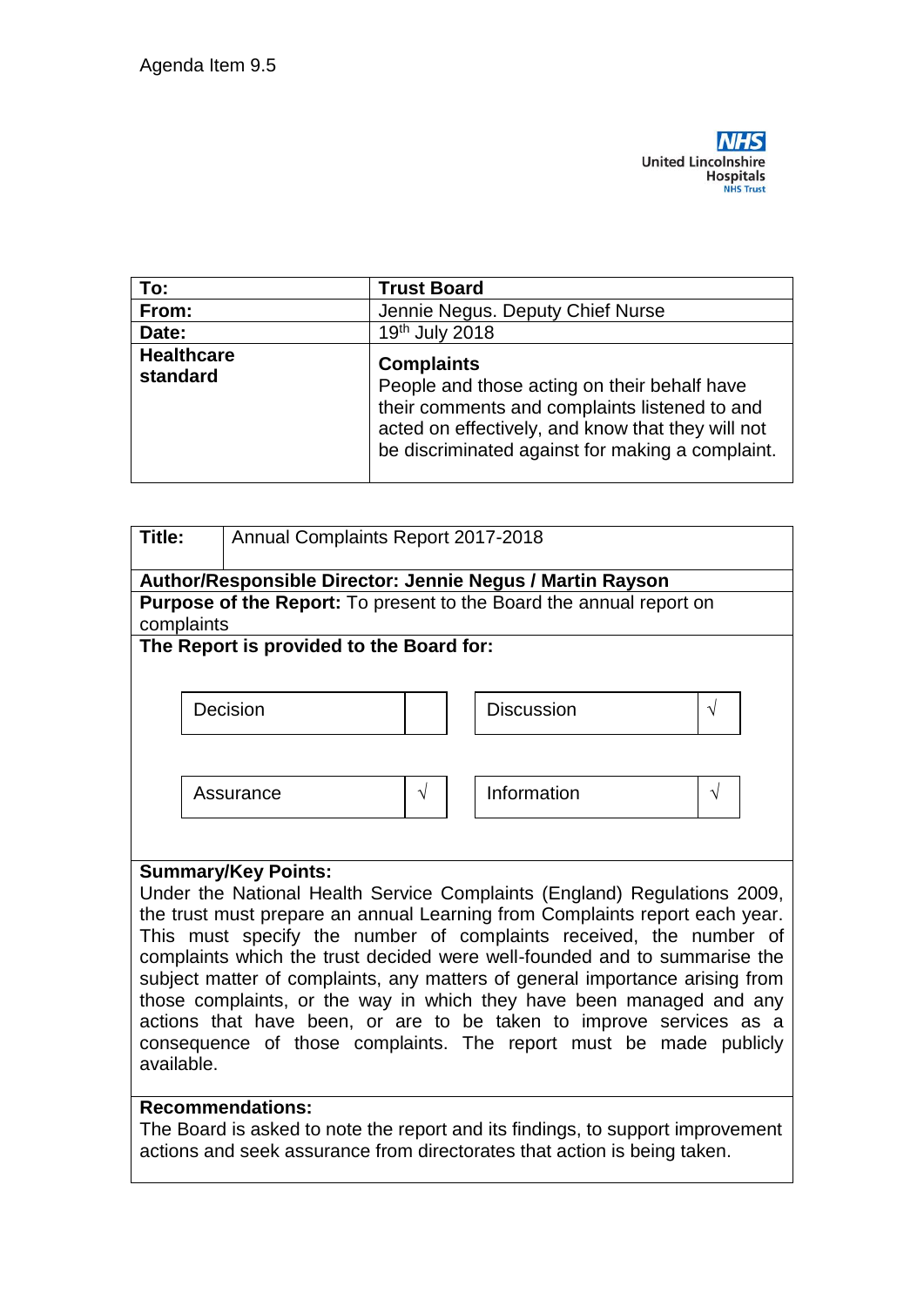Agenda Item 9.5

United Lincolnshire Hospitals NHS Trust

| To: | Trust Board |
|---|---|
| From: | Jennie Negus. Deputy Chief Nurse |
| Date: | 19th July 2018 |
| Healthcare standard | **Complaints**<br>People and those acting on their behalf have their comments and complaints listened to and acted on effectively, and know that they will not be discriminated against for making a complaint. |

**Title:** Annual Complaints Report 2017-2018

**Author/Responsible Director: Jennie Negus / Martin Rayson**

**Purpose of the Report:** To present to the Board the annual report on complaints

**The Report is provided to the Board for:**

| | | | |
|---|---|---|---|
| Decision | | Discussion | √ |
| Assurance | √ | Information | √ |

**Summary/Key Points:**

Under the National Health Service Complaints (England) Regulations 2009, the trust must prepare an annual Learning from Complaints report each year. This must specify the number of complaints received, the number of complaints which the trust decided were well-founded and to summarise the subject matter of complaints, any matters of general importance arising from those complaints, or the way in which they have been managed and any actions that have been, or are to be taken to improve services as a consequence of those complaints. The report must be made publicly available.

**Recommendations:**

The Board is asked to note the report and its findings, to support improvement actions and seek assurance from directorates that action is being taken.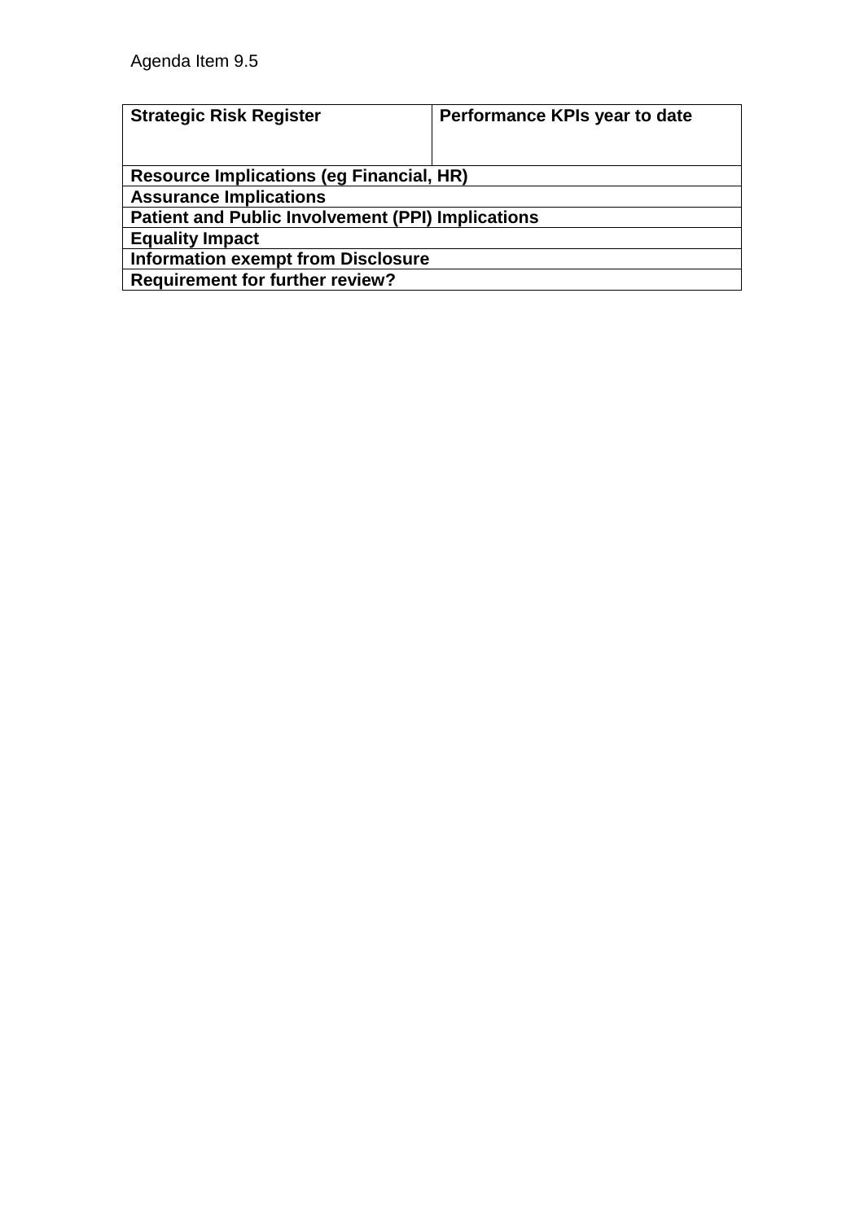Agenda Item 9.5

| | |
|---|---|
| **Strategic Risk Register** | **Performance KPIs year to date** |
| **Resource Implications (eg Financial, HR)** | |
| **Assurance Implications** | |
| **Patient and Public Involvement (PPI) Implications** | |
| **Equality Impact** | |
| **Information exempt from Disclosure** | |
| **Requirement for further review?** | |